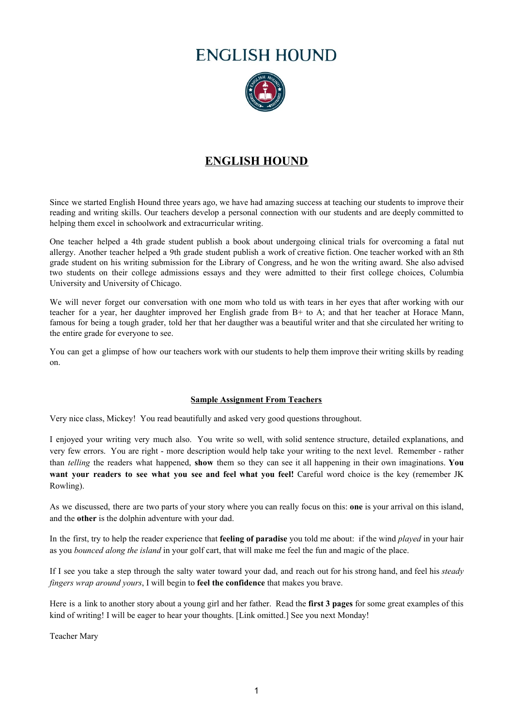# ENGLISH HOUND

## ENGLISH HOUND

Since we started English Hound three years ago, we have had amazing success at teaching our students to improve their reading and writing skills. Our teachers develop a personal connection with our students and are deeply committed to helping them excel in schoolwork and extracurricular writing.

One teacher helped a 4th grade student publish a book about undergoing clinical trials for overcoming a fatal nut allergy. Another teacher helped a 9th grade student publish a work of creative fiction. One teacher worked with an 8th grade student on his writing submission for the Library of Congress, and he won the writing award. She also advised two students on their college admissions essays and they were admitted to their first college choices, Columbia University and University of Chicago.

We will never forget our conversation with one mom who told us with tears in her eyes that after working with our teacher for a year, her daughter improved her English grade from B+ to A; and that her teacher at Horace Mann, famous for being a tough grader, told her that her daugther was a beautiful writer and that she circulated her writing to the entire grade for everyone to see.

You can get a glimpse of how our teachers work with our students to help them improve their writing skills by reading on.

### Sample Assignment From Teachers

Very nice class, Mickey! You read beautifully and asked very good questions throughout.

I enjoyed your writing very much also. You write so well, with solid sentence structure, detailed explanations, and very few errors. You are right - more description would help take your writing to the next level. Remember - rather than *telling* the readers what happened, **show** them so they can see it all happening in their own imaginations. **You want your readers to see what you see and feel what you feel!** Careful word choice is the key (remember JK Rowling).

As we discussed, there are two parts of your story where you can really focus on this: **one** is your arrival on this island, and the **other** is the dolphin adventure with your dad.

In the first, try to help the reader experience that **feeling of paradise** you told me about: if the wind *played* in your hair as you *bounced along the island* in your golf cart, that will make me feel the fun and magic of the place.

If I see you take a step through the salty water toward your dad, and reach out for his strong hand, and feel his *steady fingers wrap around yours*, I will begin to **feel the confidence** that makes you brave.

Here is a link to another story about a young girl and her father. Read the **first 3 pages** for some great examples of this kind of writing! I will be eager to hear your thoughts. [Link omitted.] See you next Monday!

Teacher Mary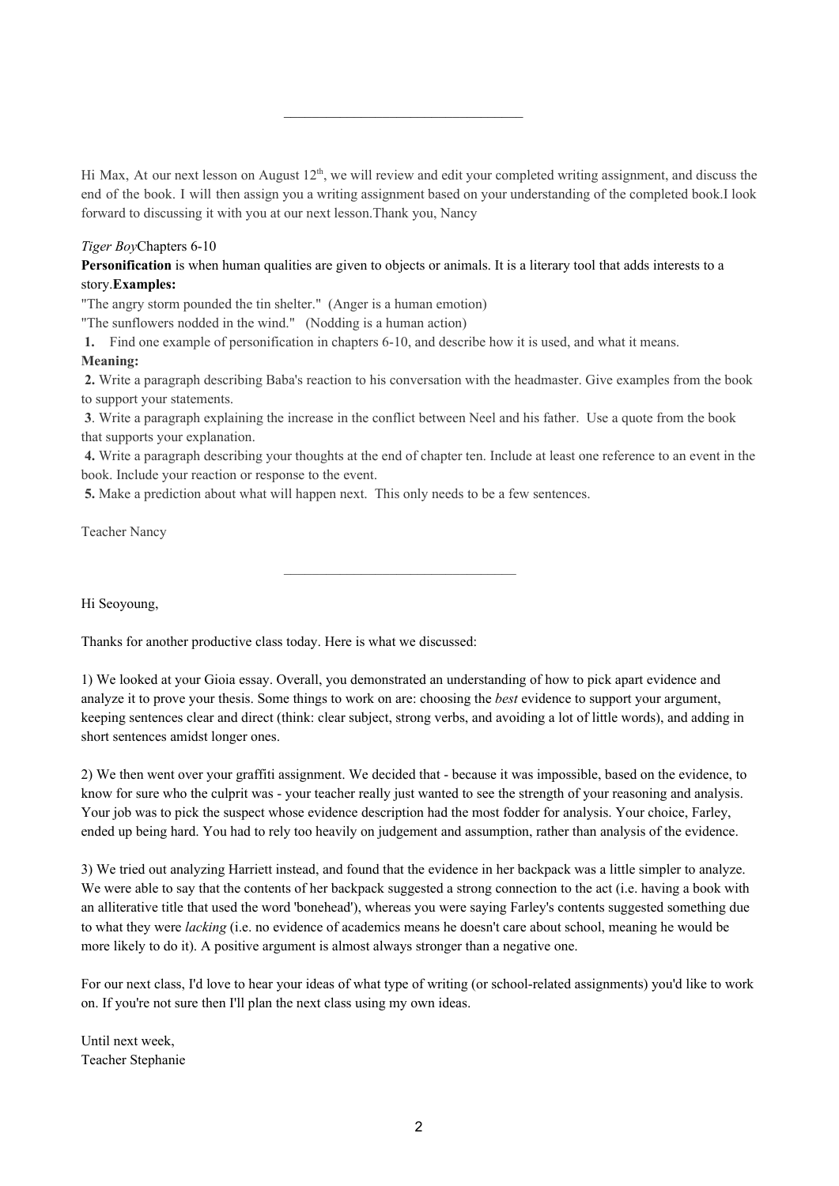---

Hi Max, At our next lesson on August 12th, we will review and edit your completed writing assignment, and discuss the end of the book. I will then assign you a writing assignment based on your understanding of the completed book.I look forward to discussing it with you at our next lesson.Thank you, Nancy

*Tiger Boy*Chapters 6-10

**Personification** is when human qualities are given to objects or animals. It is a literary tool that adds interests to a story.**Examples:**

"The angry storm pounded the tin shelter." (Anger is a human emotion)

"The sunflowers nodded in the wind." (Nodding is a human action)

**1.** Find one example of personification in chapters 6-10, and describe how it is used, and what it means.

**Meaning:**

**2.** Write a paragraph describing Baba's reaction to his conversation with the headmaster. Give examples from the book to support your statements.

**3**. Write a paragraph explaining the increase in the conflict between Neel and his father. Use a quote from the book that supports your explanation.

**4.** Write a paragraph describing your thoughts at the end of chapter ten. Include at least one reference to an event in the book. Include your reaction or response to the event.

**5.** Make a prediction about what will happen next. This only needs to be a few sentences.

Teacher Nancy

---

Hi Seoyoung,

Thanks for another productive class today. Here is what we discussed:

1) We looked at your Gioia essay. Overall, you demonstrated an understanding of how to pick apart evidence and analyze it to prove your thesis. Some things to work on are: choosing the *best* evidence to support your argument, keeping sentences clear and direct (think: clear subject, strong verbs, and avoiding a lot of little words), and adding in short sentences amidst longer ones.

2) We then went over your graffiti assignment. We decided that - because it was impossible, based on the evidence, to know for sure who the culprit was - your teacher really just wanted to see the strength of your reasoning and analysis. Your job was to pick the suspect whose evidence description had the most fodder for analysis. Your choice, Farley, ended up being hard. You had to rely too heavily on judgement and assumption, rather than analysis of the evidence.

3) We tried out analyzing Harriett instead, and found that the evidence in her backpack was a little simpler to analyze. We were able to say that the contents of her backpack suggested a strong connection to the act (i.e. having a book with an alliterative title that used the word 'bonehead'), whereas you were saying Farley's contents suggested something due to what they were *lacking* (i.e. no evidence of academics means he doesn't care about school, meaning he would be more likely to do it). A positive argument is almost always stronger than a negative one.

For our next class, I'd love to hear your ideas of what type of writing (or school-related assignments) you'd like to work on. If you're not sure then I'll plan the next class using my own ideas.

Until next week,
Teacher Stephanie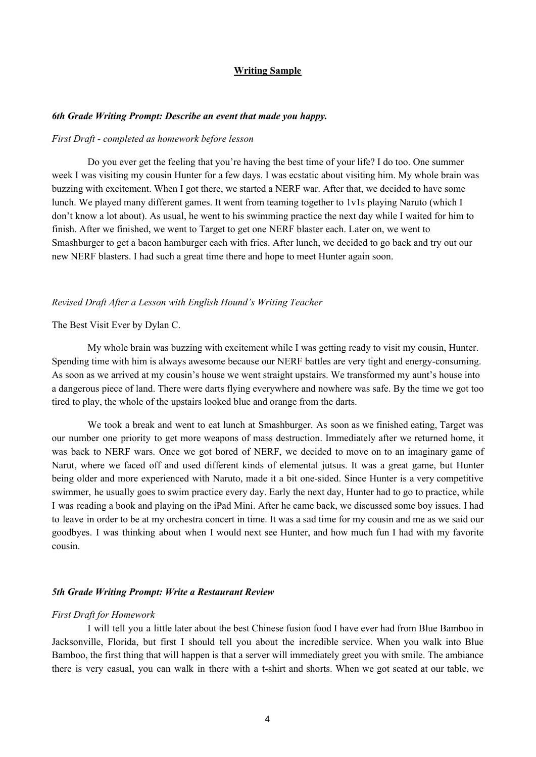## Writing Sample

***6th Grade Writing Prompt: Describe an event that made you happy.***

*First Draft - completed as homework before lesson*

Do you ever get the feeling that you're having the best time of your life? I do too. One summer week I was visiting my cousin Hunter for a few days. I was ecstatic about visiting him. My whole brain was buzzing with excitement. When I got there, we started a NERF war. After that, we decided to have some lunch. We played many different games. It went from teaming together to 1v1s playing Naruto (which I don't know a lot about). As usual, he went to his swimming practice the next day while I waited for him to finish. After we finished, we went to Target to get one NERF blaster each. Later on, we went to Smashburger to get a bacon hamburger each with fries. After lunch, we decided to go back and try out our new NERF blasters. I had such a great time there and hope to meet Hunter again soon.

*Revised Draft After a Lesson with English Hound's Writing Teacher*

The Best Visit Ever by Dylan C.

My whole brain was buzzing with excitement while I was getting ready to visit my cousin, Hunter. Spending time with him is always awesome because our NERF battles are very tight and energy-consuming. As soon as we arrived at my cousin's house we went straight upstairs. We transformed my aunt's house into a dangerous piece of land. There were darts flying everywhere and nowhere was safe. By the time we got too tired to play, the whole of the upstairs looked blue and orange from the darts.

We took a break and went to eat lunch at Smashburger. As soon as we finished eating, Target was our number one priority to get more weapons of mass destruction. Immediately after we returned home, it was back to NERF wars. Once we got bored of NERF, we decided to move on to an imaginary game of Narut, where we faced off and used different kinds of elemental jutsus. It was a great game, but Hunter being older and more experienced with Naruto, made it a bit one-sided. Since Hunter is a very competitive swimmer, he usually goes to swim practice every day. Early the next day, Hunter had to go to practice, while I was reading a book and playing on the iPad Mini. After he came back, we discussed some boy issues. I had to leave in order to be at my orchestra concert in time. It was a sad time for my cousin and me as we said our goodbyes. I was thinking about when I would next see Hunter, and how much fun I had with my favorite cousin.

***5th Grade Writing Prompt: Write a Restaurant Review***

*First Draft for Homework*

I will tell you a little later about the best Chinese fusion food I have ever had from Blue Bamboo in Jacksonville, Florida, but first I should tell you about the incredible service. When you walk into Blue Bamboo, the first thing that will happen is that a server will immediately greet you with smile. The ambiance there is very casual, you can walk in there with a t-shirt and shorts. When we got seated at our table, we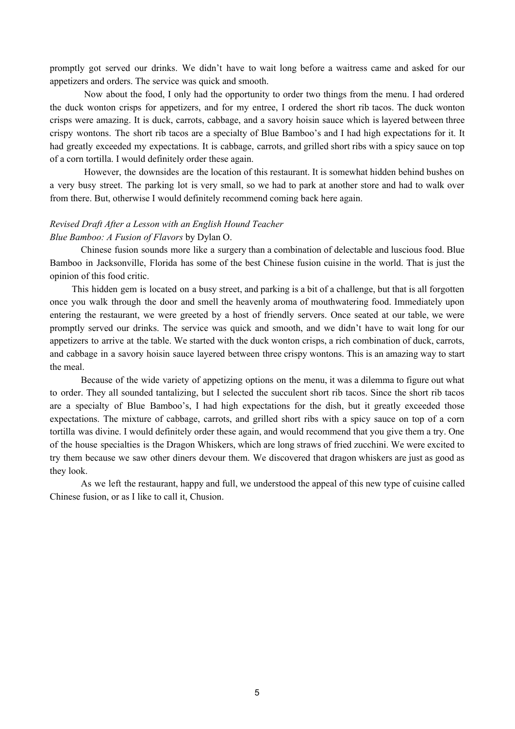promptly got served our drinks. We didn't have to wait long before a waitress came and asked for our appetizers and orders. The service was quick and smooth.

Now about the food, I only had the opportunity to order two things from the menu. I had ordered the duck wonton crisps for appetizers, and for my entree, I ordered the short rib tacos. The duck wonton crisps were amazing. It is duck, carrots, cabbage, and a savory hoisin sauce which is layered between three crispy wontons. The short rib tacos are a specialty of Blue Bamboo's and I had high expectations for it. It had greatly exceeded my expectations. It is cabbage, carrots, and grilled short ribs with a spicy sauce on top of a corn tortilla. I would definitely order these again.

However, the downsides are the location of this restaurant. It is somewhat hidden behind bushes on a very busy street. The parking lot is very small, so we had to park at another store and had to walk over from there. But, otherwise I would definitely recommend coming back here again.

*Revised Draft After a Lesson with an English Hound Teacher*

*Blue Bamboo: A Fusion of Flavors* by Dylan O.

Chinese fusion sounds more like a surgery than a combination of delectable and luscious food. Blue Bamboo in Jacksonville, Florida has some of the best Chinese fusion cuisine in the world. That is just the opinion of this food critic.

This hidden gem is located on a busy street, and parking is a bit of a challenge, but that is all forgotten once you walk through the door and smell the heavenly aroma of mouthwatering food. Immediately upon entering the restaurant, we were greeted by a host of friendly servers. Once seated at our table, we were promptly served our drinks. The service was quick and smooth, and we didn't have to wait long for our appetizers to arrive at the table. We started with the duck wonton crisps, a rich combination of duck, carrots, and cabbage in a savory hoisin sauce layered between three crispy wontons. This is an amazing way to start the meal.

Because of the wide variety of appetizing options on the menu, it was a dilemma to figure out what to order. They all sounded tantalizing, but I selected the succulent short rib tacos. Since the short rib tacos are a specialty of Blue Bamboo's, I had high expectations for the dish, but it greatly exceeded those expectations. The mixture of cabbage, carrots, and grilled short ribs with a spicy sauce on top of a corn tortilla was divine. I would definitely order these again, and would recommend that you give them a try. One of the house specialties is the Dragon Whiskers, which are long straws of fried zucchini. We were excited to try them because we saw other diners devour them. We discovered that dragon whiskers are just as good as they look.

As we left the restaurant, happy and full, we understood the appeal of this new type of cuisine called Chinese fusion, or as I like to call it, Chusion.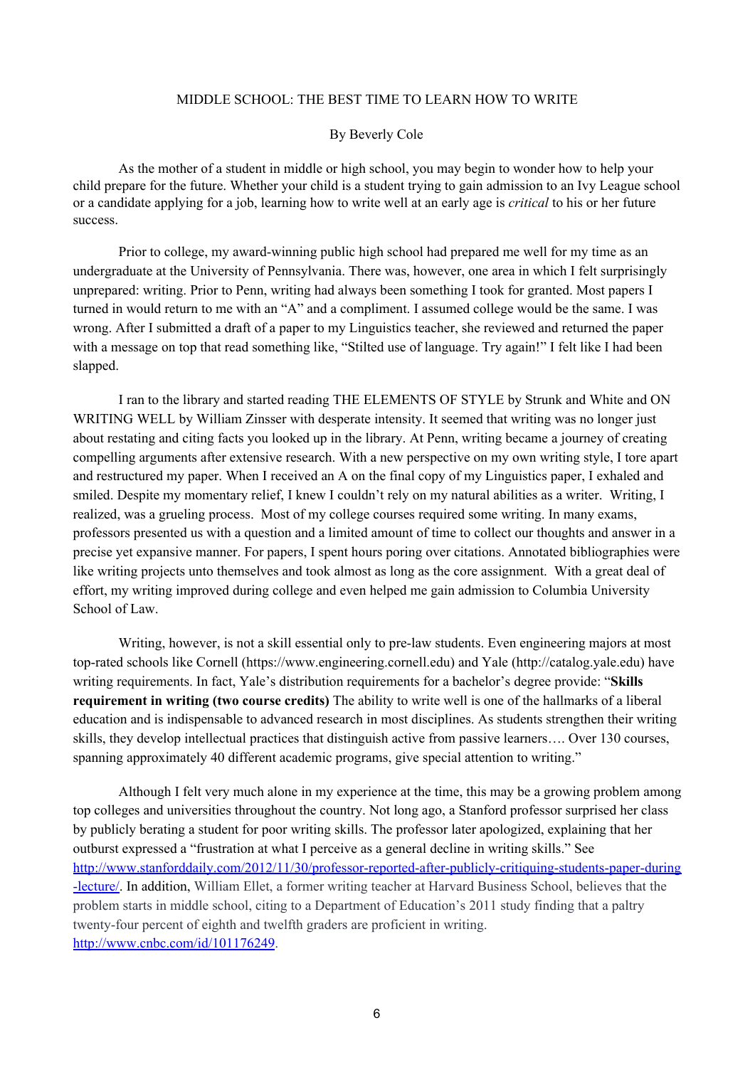# MIDDLE SCHOOL: THE BEST TIME TO LEARN HOW TO WRITE

By Beverly Cole

As the mother of a student in middle or high school, you may begin to wonder how to help your child prepare for the future. Whether your child is a student trying to gain admission to an Ivy League school or a candidate applying for a job, learning how to write well at an early age is *critical* to his or her future success.

Prior to college, my award-winning public high school had prepared me well for my time as an undergraduate at the University of Pennsylvania. There was, however, one area in which I felt surprisingly unprepared: writing. Prior to Penn, writing had always been something I took for granted. Most papers I turned in would return to me with an "A" and a compliment. I assumed college would be the same. I was wrong. After I submitted a draft of a paper to my Linguistics teacher, she reviewed and returned the paper with a message on top that read something like, "Stilted use of language. Try again!" I felt like I had been slapped.

I ran to the library and started reading THE ELEMENTS OF STYLE by Strunk and White and ON WRITING WELL by William Zinsser with desperate intensity. It seemed that writing was no longer just about restating and citing facts you looked up in the library. At Penn, writing became a journey of creating compelling arguments after extensive research. With a new perspective on my own writing style, I tore apart and restructured my paper. When I received an A on the final copy of my Linguistics paper, I exhaled and smiled. Despite my momentary relief, I knew I couldn't rely on my natural abilities as a writer. Writing, I realized, was a grueling process. Most of my college courses required some writing. In many exams, professors presented us with a question and a limited amount of time to collect our thoughts and answer in a precise yet expansive manner. For papers, I spent hours poring over citations. Annotated bibliographies were like writing projects unto themselves and took almost as long as the core assignment. With a great deal of effort, my writing improved during college and even helped me gain admission to Columbia University School of Law.

Writing, however, is not a skill essential only to pre-law students. Even engineering majors at most top-rated schools like Cornell (https://www.engineering.cornell.edu) and Yale (http://catalog.yale.edu) have writing requirements. In fact, Yale's distribution requirements for a bachelor's degree provide: "**Skills requirement in writing (two course credits)** The ability to write well is one of the hallmarks of a liberal education and is indispensable to advanced research in most disciplines. As students strengthen their writing skills, they develop intellectual practices that distinguish active from passive learners…. Over 130 courses, spanning approximately 40 different academic programs, give special attention to writing."

Although I felt very much alone in my experience at the time, this may be a growing problem among top colleges and universities throughout the country. Not long ago, a Stanford professor surprised her class by publicly berating a student for poor writing skills. The professor later apologized, explaining that her outburst expressed a "frustration at what I perceive as a general decline in writing skills." See http://www.stanforddaily.com/2012/11/30/professor-reported-after-publicly-critiquing-students-paper-during-lecture/. In addition, William Ellet, a former writing teacher at Harvard Business School, believes that the problem starts in middle school, citing to a Department of Education's 2011 study finding that a paltry twenty-four percent of eighth and twelfth graders are proficient in writing. http://www.cnbc.com/id/101176249.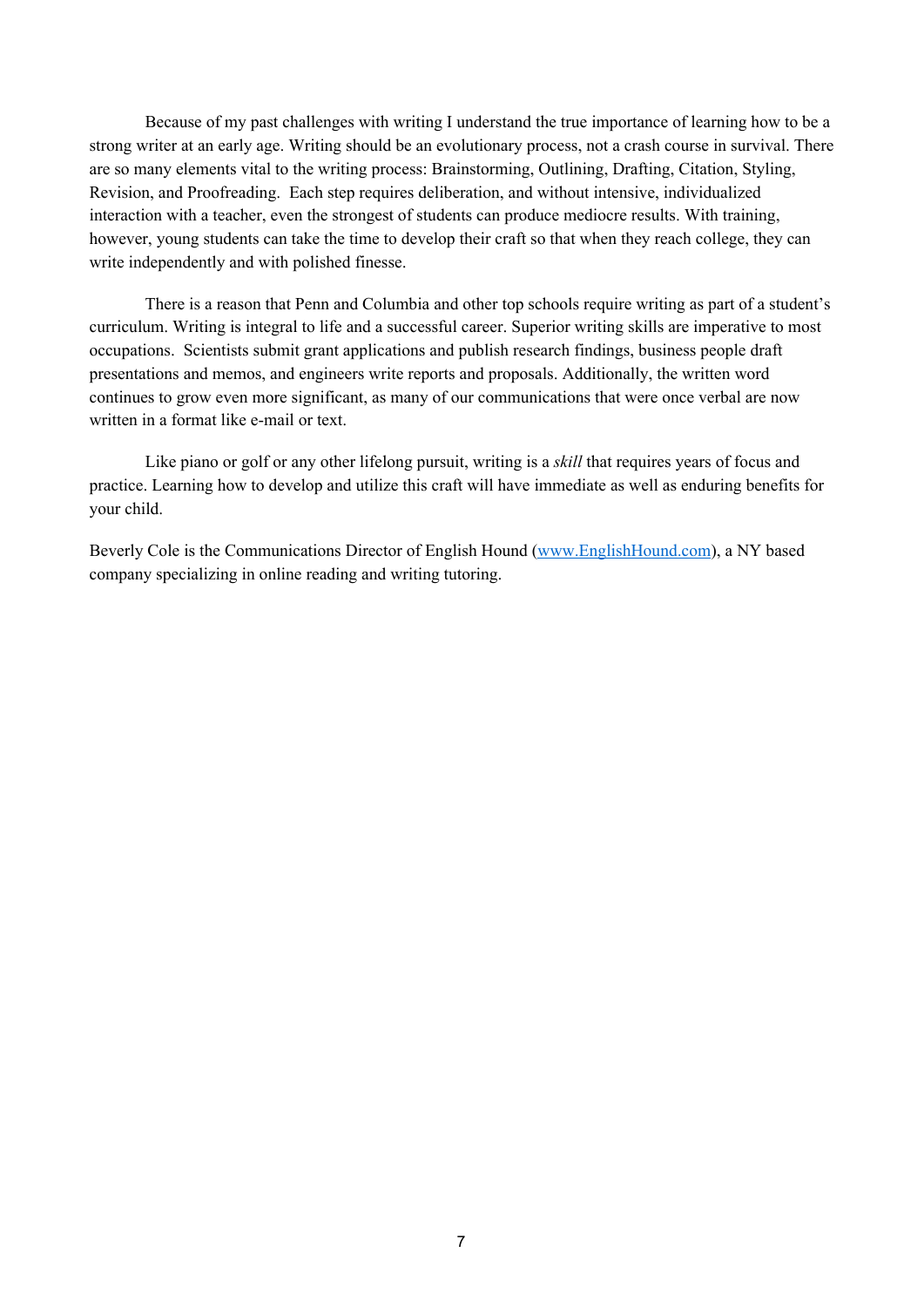Because of my past challenges with writing I understand the true importance of learning how to be a strong writer at an early age. Writing should be an evolutionary process, not a crash course in survival. There are so many elements vital to the writing process: Brainstorming, Outlining, Drafting, Citation, Styling, Revision, and Proofreading. Each step requires deliberation, and without intensive, individualized interaction with a teacher, even the strongest of students can produce mediocre results. With training, however, young students can take the time to develop their craft so that when they reach college, they can write independently and with polished finesse.

There is a reason that Penn and Columbia and other top schools require writing as part of a student's curriculum. Writing is integral to life and a successful career. Superior writing skills are imperative to most occupations. Scientists submit grant applications and publish research findings, business people draft presentations and memos, and engineers write reports and proposals. Additionally, the written word continues to grow even more significant, as many of our communications that were once verbal are now written in a format like e-mail or text.

Like piano or golf or any other lifelong pursuit, writing is a *skill* that requires years of focus and practice. Learning how to develop and utilize this craft will have immediate as well as enduring benefits for your child.

Beverly Cole is the Communications Director of English Hound ([www.EnglishHound.com](http://www.EnglishHound.com)), a NY based company specializing in online reading and writing tutoring.